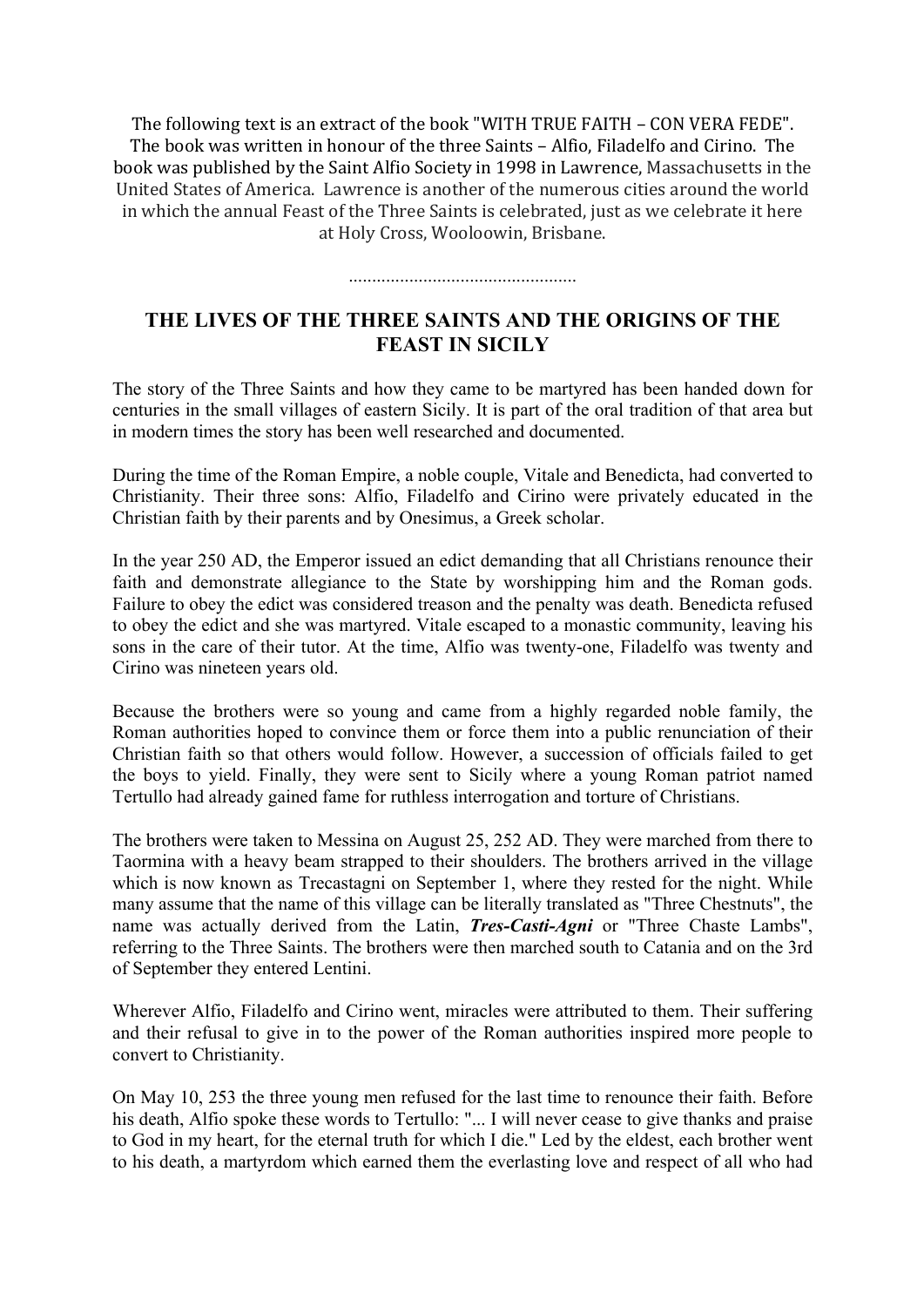The following text is an extract of the book "WITH TRUE FAITH – CON VERA FEDE". The book was written in honour of the three Saints – Alfio, Filadelfo and Cirino. The book was published by the Saint Alfio Society in 1998 in Lawrence, Massachusetts in the United States of America. Lawrence is another of the numerous cities around the world in which the annual Feast of the Three Saints is celebrated, just as we celebrate it here at Holy Cross, Wooloowin, Brisbane.

.................................................

## THE LIVES OF THE THREE SAINTS AND THE ORIGINS OF THE FEAST IN SICILY

The story of the Three Saints and how they came to be martyred has been handed down for centuries in the small villages of eastern Sicily. It is part of the oral tradition of that area but in modern times the story has been well researched and documented.

During the time of the Roman Empire, a noble couple, Vitale and Benedicta, had converted to Christianity. Their three sons: Alfio, Filadelfo and Cirino were privately educated in the Christian faith by their parents and by Onesimus, a Greek scholar.

In the year 250 AD, the Emperor issued an edict demanding that all Christians renounce their faith and demonstrate allegiance to the State by worshipping him and the Roman gods. Failure to obey the edict was considered treason and the penalty was death. Benedicta refused to obey the edict and she was martyred. Vitale escaped to a monastic community, leaving his sons in the care of their tutor. At the time, Alfio was twenty-one, Filadelfo was twenty and Cirino was nineteen years old.

Because the brothers were so young and came from a highly regarded noble family, the Roman authorities hoped to convince them or force them into a public renunciation of their Christian faith so that others would follow. However, a succession of officials failed to get the boys to yield. Finally, they were sent to Sicily where a young Roman patriot named Tertullo had already gained fame for ruthless interrogation and torture of Christians.

The brothers were taken to Messina on August 25, 252 AD. They were marched from there to Taormina with a heavy beam strapped to their shoulders. The brothers arrived in the village which is now known as Trecastagni on September 1, where they rested for the night. While many assume that the name of this village can be literally translated as "Three Chestnuts", the name was actually derived from the Latin, ***Tres-Casti-Agni*** or "Three Chaste Lambs", referring to the Three Saints. The brothers were then marched south to Catania and on the 3rd of September they entered Lentini.

Wherever Alfio, Filadelfo and Cirino went, miracles were attributed to them. Their suffering and their refusal to give in to the power of the Roman authorities inspired more people to convert to Christianity.

On May 10, 253 the three young men refused for the last time to renounce their faith. Before his death, Alfio spoke these words to Tertullo: "... I will never cease to give thanks and praise to God in my heart, for the eternal truth for which I die." Led by the eldest, each brother went to his death, a martyrdom which earned them the everlasting love and respect of all who had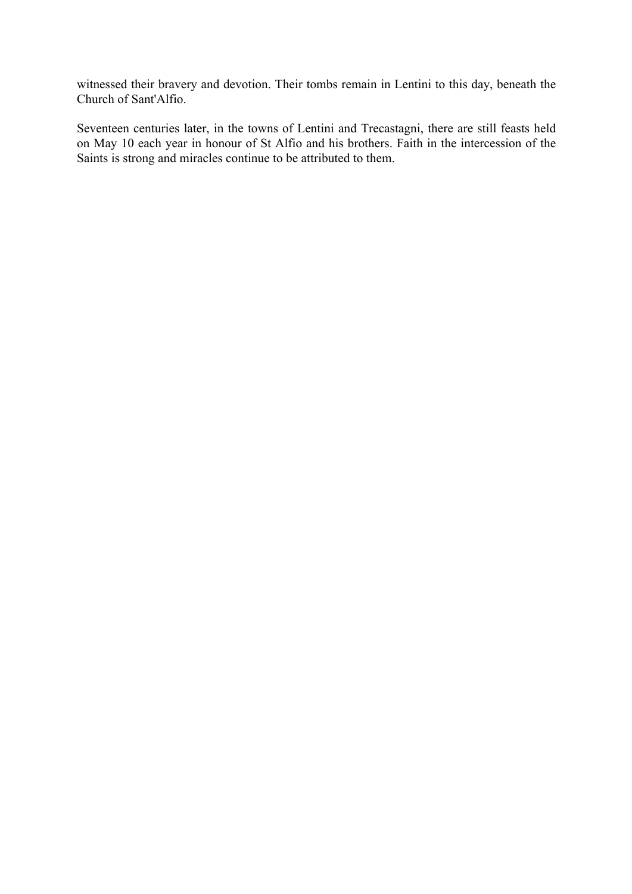witnessed their bravery and devotion. Their tombs remain in Lentini to this day, beneath the Church of Sant'Alfio.

Seventeen centuries later, in the towns of Lentini and Trecastagni, there are still feasts held on May 10 each year in honour of St Alfio and his brothers. Faith in the intercession of the Saints is strong and miracles continue to be attributed to them.